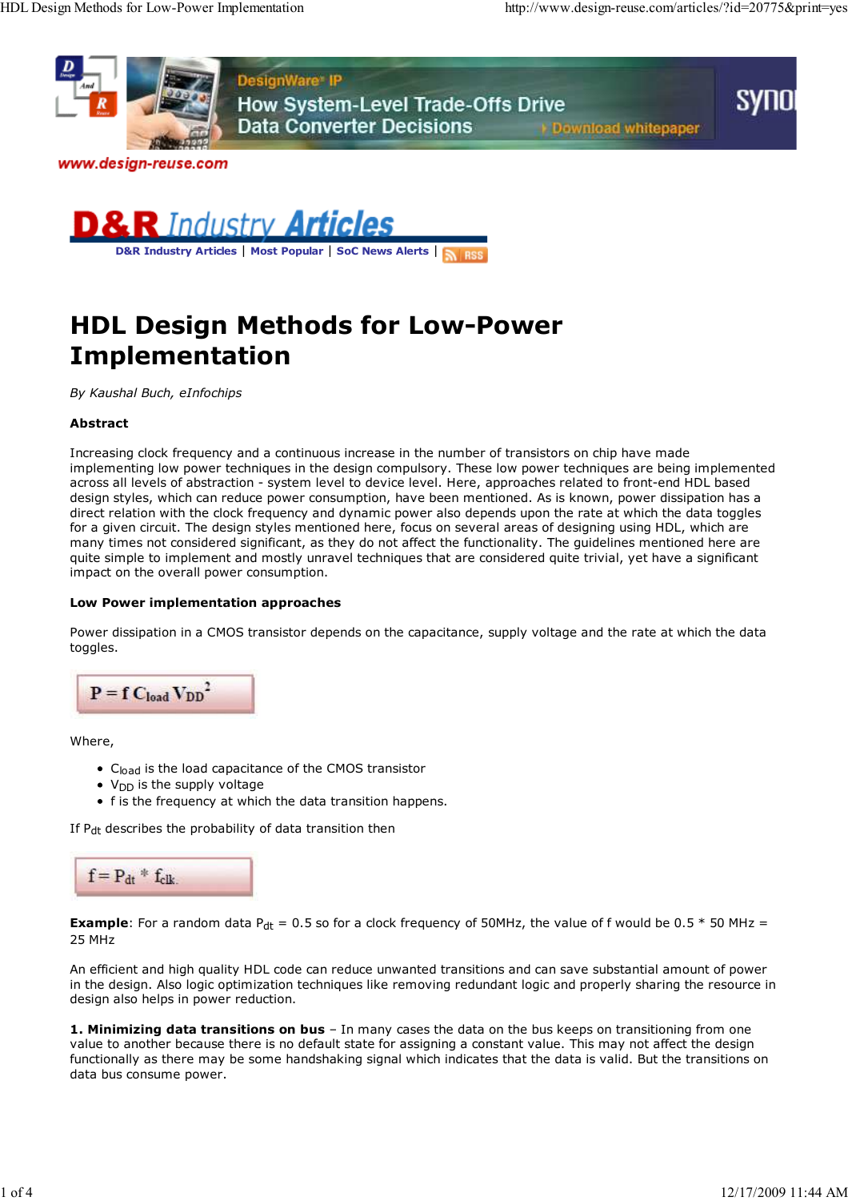# HDL Design Methods for Low-Power Implementation

*By Kaushal Buch, eInfochips*

### Abstract

Increasing clock frequency and a continuous increase in the number of transistors on chip have made implementing low power techniques in the design compulsory. These low power techniques are being implemented across all levels of abstraction - system level to device level. Here, approaches related to front-end HDL based design styles, which can reduce power consumption, have been mentioned. As is known, power dissipation has a direct relation with the clock frequency and dynamic power also depends upon the rate at which the data toggles for a given circuit. The design styles mentioned here, focus on several areas of designing using HDL, which are many times not considered significant, as they do not affect the functionality. The guidelines mentioned here are quite simple to implement and mostly unravel techniques that are considered quite trivial, yet have a significant impact on the overall power consumption.

### Low Power implementation approaches

Power dissipation in a CMOS transistor depends on the capacitance, supply voltage and the rate at which the data toggles.

$$P = f\, C_{load}\, V_{DD}^2$$

Where,

- $C_{load}$ is the load capacitance of the CMOS transistor
- $V_{DD}$ is the supply voltage
- f is the frequency at which the data transition happens.

If $P_{dt}$ describes the probability of data transition then

$$f = P_{dt} * f_{clk}$$

**Example**: For a random data $P_{dt}$ = 0.5 so for a clock frequency of 50MHz, the value of f would be 0.5 * 50 MHz = 25 MHz

An efficient and high quality HDL code can reduce unwanted transitions and can save substantial amount of power in the design. Also logic optimization techniques like removing redundant logic and properly sharing the resource in design also helps in power reduction.

**1. Minimizing data transitions on bus** – In many cases the data on the bus keeps on transitioning from one value to another because there is no default state for assigning a constant value. This may not affect the design functionally as there may be some handshaking signal which indicates that the data is valid. But the transitions on data bus consume power.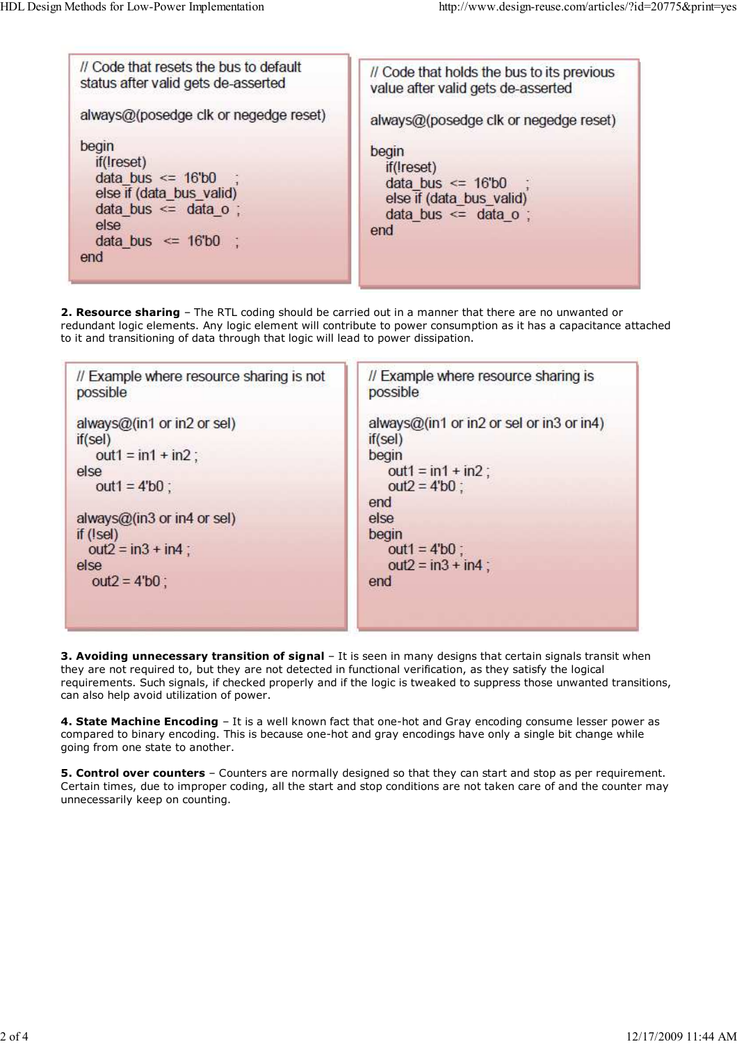```
// Code that resets the bus to default
status after valid gets de-asserted

always@(posedge clk or negedge reset)

begin
   if(!reset)
   data_bus  <=  16'b0    ;
   else if (data_bus_valid)
   data_bus  <=   data_o  ;
   else
   data_bus   <=  16'b0    ;
end
```

```
// Code that holds the bus to its previous
value after valid gets de-asserted

always@(posedge clk or negedge reset)

begin
   if(!reset)
   data_bus  <=  16'b0    ;
   else if (data_bus_valid)
   data_bus  <=   data_o  ;
end
```

**2. Resource sharing** – The RTL coding should be carried out in a manner that there are no unwanted or redundant logic elements. Any logic element will contribute to power consumption as it has a capacitance attached to it and transitioning of data through that logic will lead to power dissipation.

```
// Example where resource sharing is not
possible

always@(in1 or in2 or sel)
if(sel)
    out1 = in1 + in2 ;
else
    out1 = 4'b0 ;

always@(in3 or in4 or sel)
if (!sel)
  out2 = in3 + in4 ;
else
   out2 = 4'b0 ;
```

```
// Example where resource sharing is
possible

always@(in1 or in2 or sel or in3 or in4)
if(sel)
begin
    out1 = in1 + in2 ;
    out2 = 4'b0 ;
end
else
begin
    out1 = 4'b0 ;
    out2 = in3 + in4 ;
end
```

**3. Avoiding unnecessary transition of signal** – It is seen in many designs that certain signals transit when they are not required to, but they are not detected in functional verification, as they satisfy the logical requirements. Such signals, if checked properly and if the logic is tweaked to suppress those unwanted transitions, can also help avoid utilization of power.

**4. State Machine Encoding** – It is a well known fact that one-hot and Gray encoding consume lesser power as compared to binary encoding. This is because one-hot and gray encodings have only a single bit change while going from one state to another.

**5. Control over counters** – Counters are normally designed so that they can start and stop as per requirement. Certain times, due to improper coding, all the start and stop conditions are not taken care of and the counter may unnecessarily keep on counting.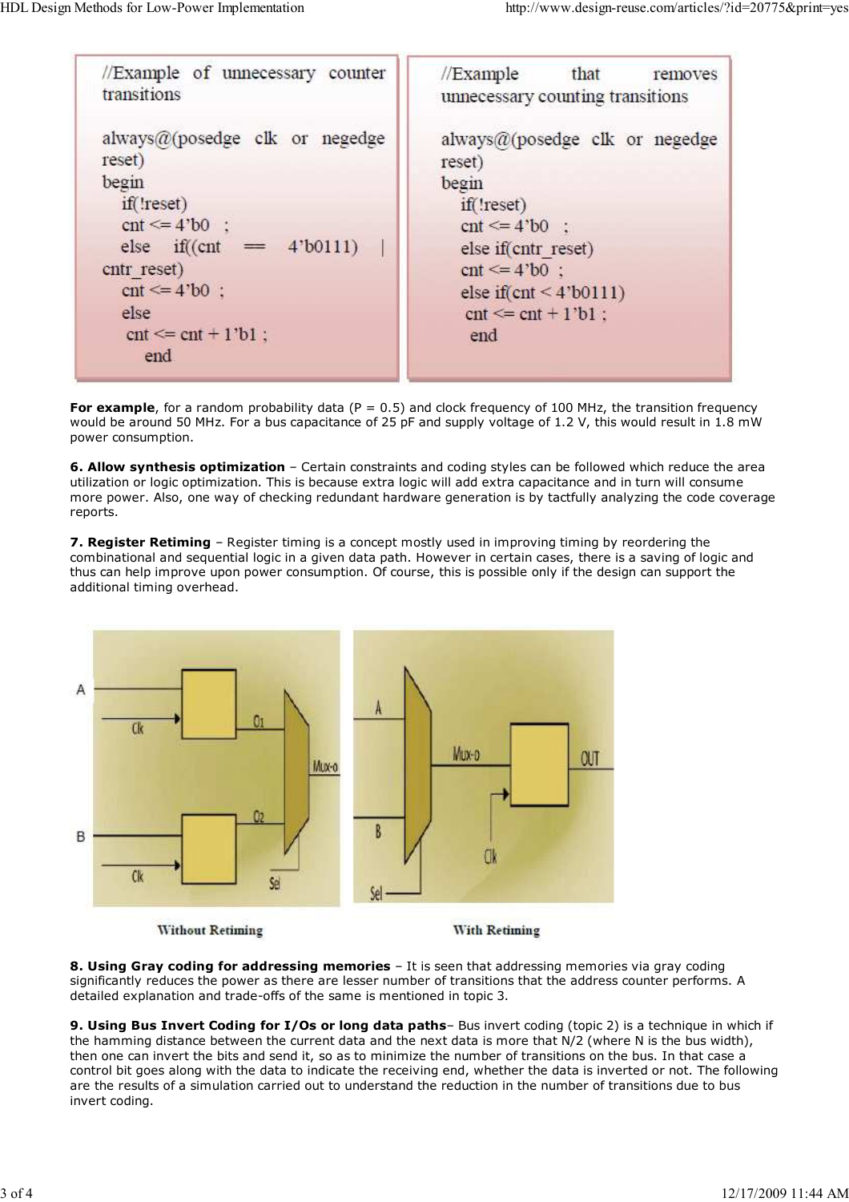```
//Example of unnecessary counter transitions

always@(posedge clk or negedge reset)
begin
   if(!reset)
   cnt <= 4'b0   ;
   else   if((cnt   ==   4'b0111)   |   cntr_reset)
   cnt <= 4'b0  ;
   else
    cnt <= cnt + 1'b1 ;
      end
```

```
//Example that removes unnecessary counting transitions

always@(posedge clk or negedge reset)
begin
   if(!reset)
   cnt <= 4'b0   ;
   else if(cntr_reset)
   cnt <= 4'b0  ;
   else if(cnt < 4'b0111)
    cnt <= cnt + 1'b1 ;
     end
```

**For example**, for a random probability data (P = 0.5) and clock frequency of 100 MHz, the transition frequency would be around 50 MHz. For a bus capacitance of 25 pF and supply voltage of 1.2 V, this would result in 1.8 mW power consumption.

**6. Allow synthesis optimization** – Certain constraints and coding styles can be followed which reduce the area utilization or logic optimization. This is because extra logic will add extra capacitance and in turn will consume more power. Also, one way of checking redundant hardware generation is by tactfully analyzing the code coverage reports.

**7. Register Retiming** – Register timing is a concept mostly used in improving timing by reordering the combinational and sequential logic in a given data path. However in certain cases, there is a saving of logic and thus can help improve upon power consumption. Of course, this is possible only if the design can support the additional timing overhead.

Without Retiming | With Retiming

**8. Using Gray coding for addressing memories** – It is seen that addressing memories via gray coding significantly reduces the power as there are lesser number of transitions that the address counter performs. A detailed explanation and trade-offs of the same is mentioned in topic 3.

**9. Using Bus Invert Coding for I/Os or long data paths**– Bus invert coding (topic 2) is a technique in which if the hamming distance between the current data and the next data is more that N/2 (where N is the bus width), then one can invert the bits and send it, so as to minimize the number of transitions on the bus. In that case a control bit goes along with the data to indicate the receiving end, whether the data is inverted or not. The following are the results of a simulation carried out to understand the reduction in the number of transitions due to bus invert coding.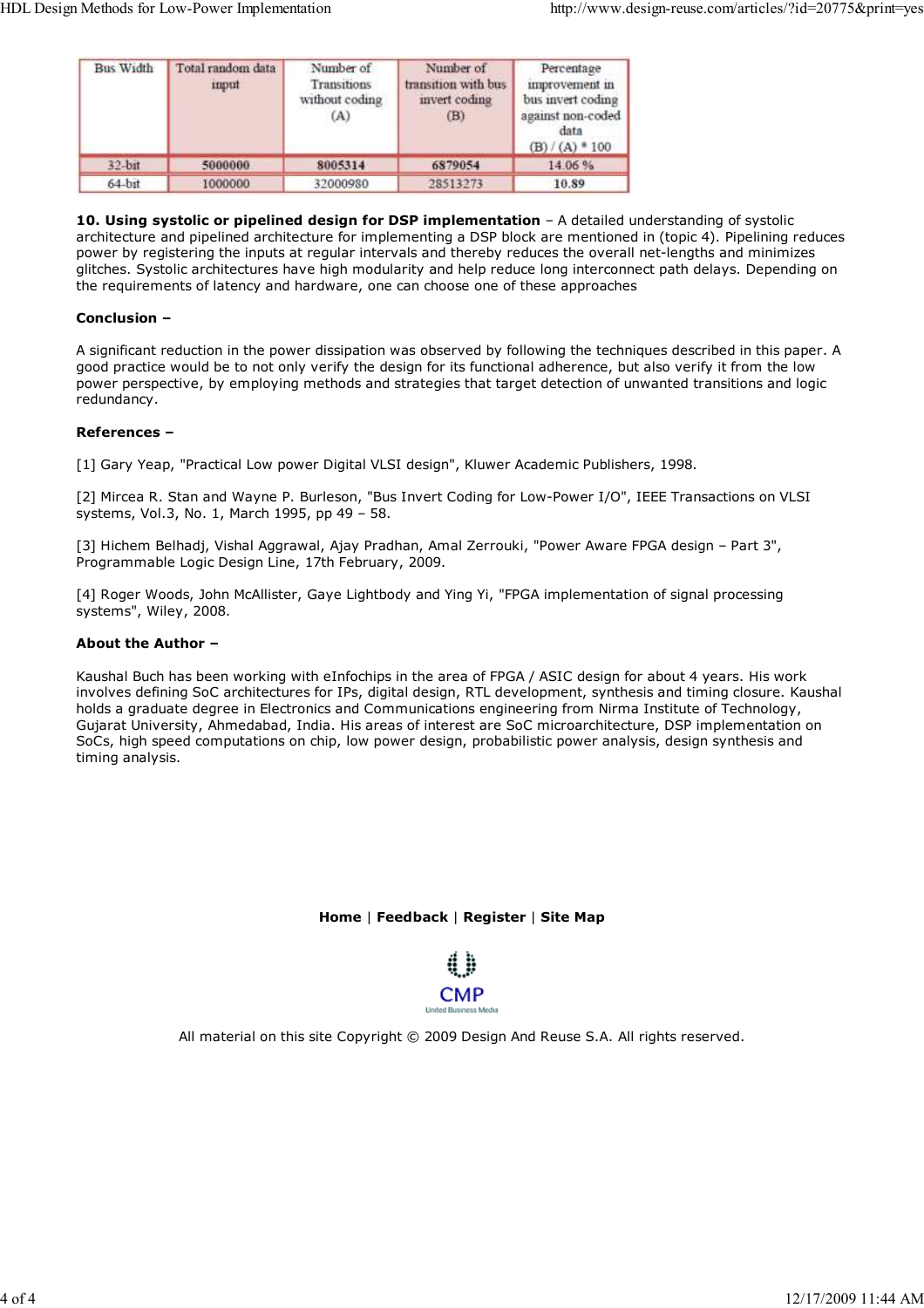| Bus Width | Total random data input | Number of Transitions without coding (A) | Number of transition with bus invert coding (B) | Percentage improvement in bus invert coding against non-coded data (B) / (A) * 100 |
|---|---|---|---|---|
| 32-bit | 5000000 | 8005314 | 6879054 | 14.06 % |
| 64-bit | 1000000 | 32000980 | 28513273 | 10.89 |

**10. Using systolic or pipelined design for DSP implementation** – A detailed understanding of systolic architecture and pipelined architecture for implementing a DSP block are mentioned in (topic 4). Pipelining reduces power by registering the inputs at regular intervals and thereby reduces the overall net-lengths and minimizes glitches. Systolic architectures have high modularity and help reduce long interconnect path delays. Depending on the requirements of latency and hardware, one can choose one of these approaches

**Conclusion –**

A significant reduction in the power dissipation was observed by following the techniques described in this paper. A good practice would be to not only verify the design for its functional adherence, but also verify it from the low power perspective, by employing methods and strategies that target detection of unwanted transitions and logic redundancy.

**References –**

[1] Gary Yeap, "Practical Low power Digital VLSI design", Kluwer Academic Publishers, 1998.

[2] Mircea R. Stan and Wayne P. Burleson, "Bus Invert Coding for Low-Power I/O", IEEE Transactions on VLSI systems, Vol.3, No. 1, March 1995, pp 49 – 58.

[3] Hichem Belhadj, Vishal Aggrawal, Ajay Pradhan, Amal Zerrouki, "Power Aware FPGA design – Part 3", Programmable Logic Design Line, 17th February, 2009.

[4] Roger Woods, John McAllister, Gaye Lightbody and Ying Yi, "FPGA implementation of signal processing systems", Wiley, 2008.

**About the Author –**

Kaushal Buch has been working with eInfochips in the area of FPGA / ASIC design for about 4 years. His work involves defining SoC architectures for IPs, digital design, RTL development, synthesis and timing closure. Kaushal holds a graduate degree in Electronics and Communications engineering from Nirma Institute of Technology, Gujarat University, Ahmedabad, India. His areas of interest are SoC microarchitecture, DSP implementation on SoCs, high speed computations on chip, low power design, probabilistic power analysis, design synthesis and timing analysis.

**Home** | **Feedback** | **Register** | **Site Map**

CMP
United Business Media

All material on this site Copyright © 2009 Design And Reuse S.A. All rights reserved.